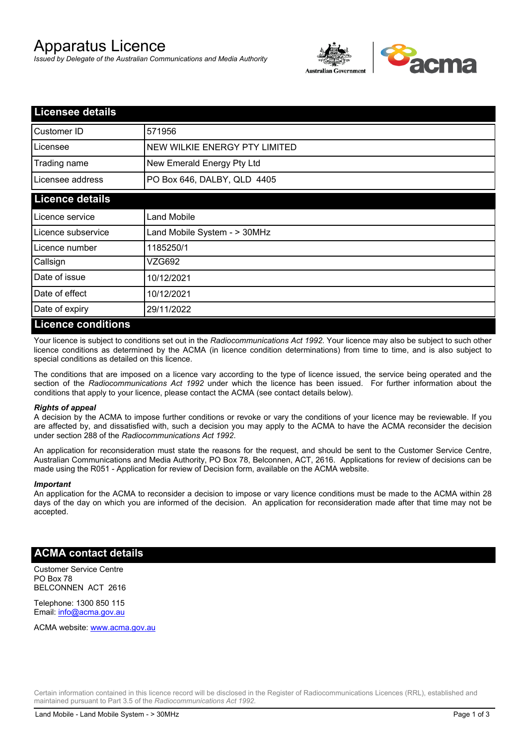# Apparatus Licence

*Issued by Delegate of the Australian Communications and Media Authority*

## Licensee details

| | |
|---|---|
| Customer ID | 571956 |
| Licensee | NEW WILKIE ENERGY PTY LIMITED |
| Trading name | New Emerald Energy Pty Ltd |
| Licensee address | PO Box 646, DALBY, QLD 4405 |

## Licence details

| | |
|---|---|
| Licence service | Land Mobile |
| Licence subservice | Land Mobile System - > 30MHz |
| Licence number | 1185250/1 |
| Callsign | VZG692 |
| Date of issue | 10/12/2021 |
| Date of effect | 10/12/2021 |
| Date of expiry | 29/11/2022 |

## Licence conditions

Your licence is subject to conditions set out in the *Radiocommunications Act 1992*. Your licence may also be subject to such other licence conditions as determined by the ACMA (in licence condition determinations) from time to time, and is also subject to special conditions as detailed on this licence.

The conditions that are imposed on a licence vary according to the type of licence issued, the service being operated and the section of the *Radiocommunications Act 1992* under which the licence has been issued. For further information about the conditions that apply to your licence, please contact the ACMA (see contact details below).

***Rights of appeal***

A decision by the ACMA to impose further conditions or revoke or vary the conditions of your licence may be reviewable. If you are affected by, and dissatisfied with, such a decision you may apply to the ACMA to have the ACMA reconsider the decision under section 288 of the *Radiocommunications Act 1992*.

An application for reconsideration must state the reasons for the request, and should be sent to the Customer Service Centre, Australian Communications and Media Authority, PO Box 78, Belconnen, ACT, 2616. Applications for review of decisions can be made using the R051 - Application for review of Decision form, available on the ACMA website.

***Important***

An application for the ACMA to reconsider a decision to impose or vary licence conditions must be made to the ACMA within 28 days of the day on which you are informed of the decision. An application for reconsideration made after that time may not be accepted.

## ACMA contact details

Customer Service Centre
PO Box 78
BELCONNEN ACT 2616

Telephone: 1300 850 115
Email: info@acma.gov.au

ACMA website: www.acma.gov.au

Certain information contained in this licence record will be disclosed in the Register of Radiocommunications Licences (RRL), established and maintained pursuant to Part 3.5 of the *Radiocommunications Act 1992.*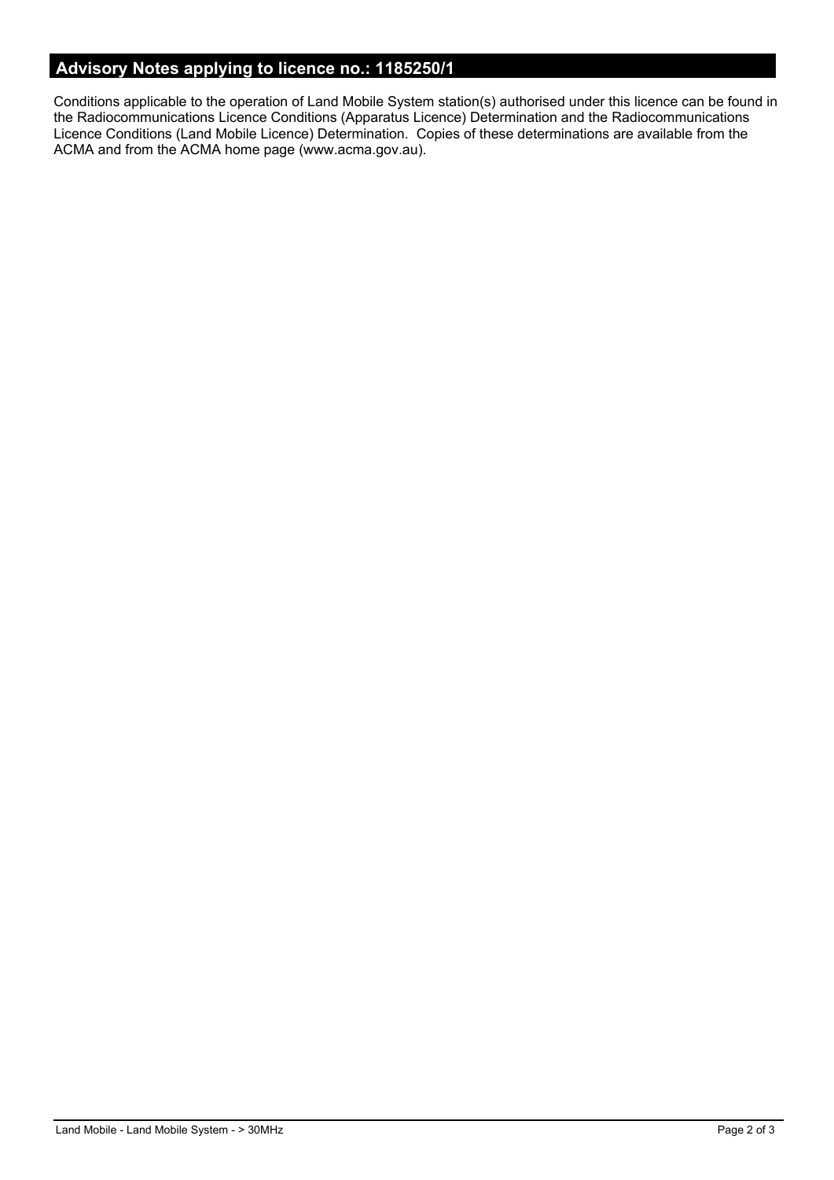## Advisory Notes applying to licence no.: 1185250/1

Conditions applicable to the operation of Land Mobile System station(s) authorised under this licence can be found in the Radiocommunications Licence Conditions (Apparatus Licence) Determination and the Radiocommunications Licence Conditions (Land Mobile Licence) Determination. Copies of these determinations are available from the ACMA and from the ACMA home page (www.acma.gov.au).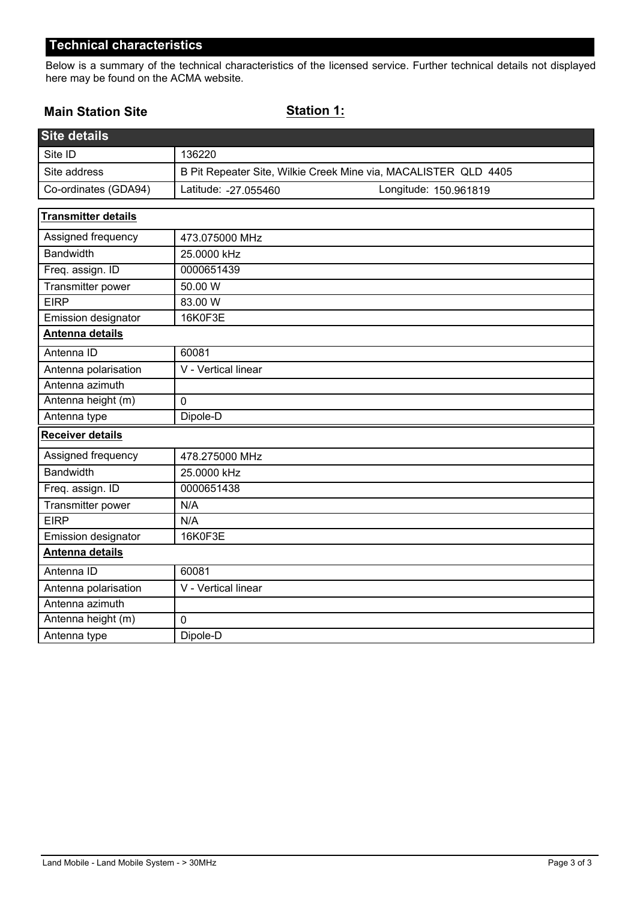## Technical characteristics

Below is a summary of the technical characteristics of the licensed service. Further technical details not displayed here may be found on the ACMA website.

**Main Station Site** **Station 1:**

| Site details | |
|---|---|
| Site ID | 136220 |
| Site address | B Pit Repeater Site, Wilkie Creek Mine via, MACALISTER QLD 4405 |
| Co-ordinates (GDA94) | Latitude: -27.055460 Longitude: 150.961819 |

| Transmitter details | |
|---|---|
| Assigned frequency | 473.075000 MHz |
| Bandwidth | 25.0000 kHz |
| Freq. assign. ID | 0000651439 |
| Transmitter power | 50.00 W |
| EIRP | 83.00 W |
| Emission designator | 16K0F3E |
| **Antenna details** | |
| Antenna ID | 60081 |
| Antenna polarisation | V - Vertical linear |
| Antenna azimuth | |
| Antenna height (m) | 0 |
| Antenna type | Dipole-D |

| Receiver details | |
|---|---|
| Assigned frequency | 478.275000 MHz |
| Bandwidth | 25.0000 kHz |
| Freq. assign. ID | 0000651438 |
| Transmitter power | N/A |
| EIRP | N/A |
| Emission designator | 16K0F3E |
| **Antenna details** | |
| Antenna ID | 60081 |
| Antenna polarisation | V - Vertical linear |
| Antenna azimuth | |
| Antenna height (m) | 0 |
| Antenna type | Dipole-D |

Land Mobile - Land Mobile System - > 30MHz